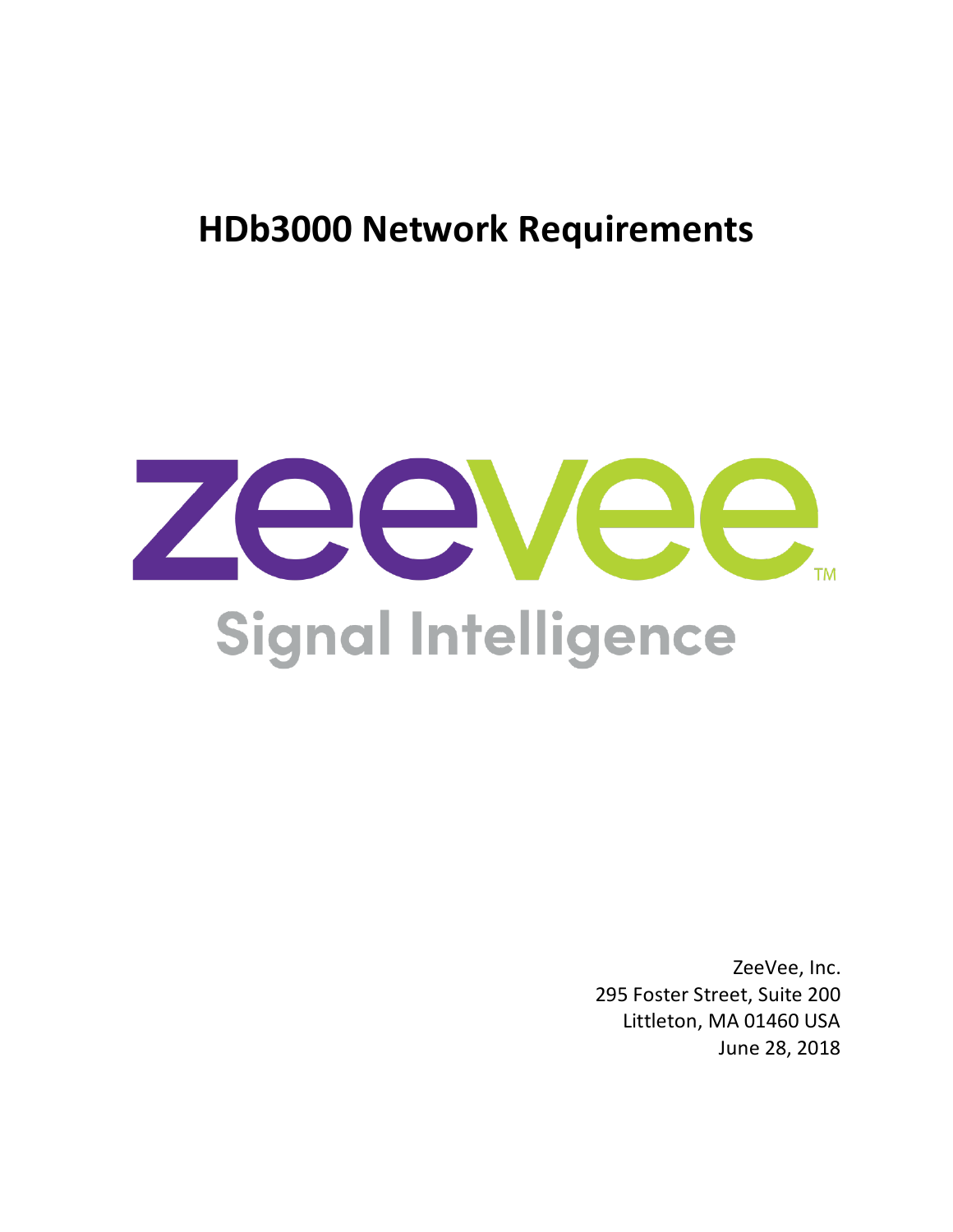# HDb3000 Network Requirements

zeevee™

Signal Intelligence

ZeeVee, Inc.
295 Foster Street, Suite 200
Littleton, MA 01460 USA
June 28, 2018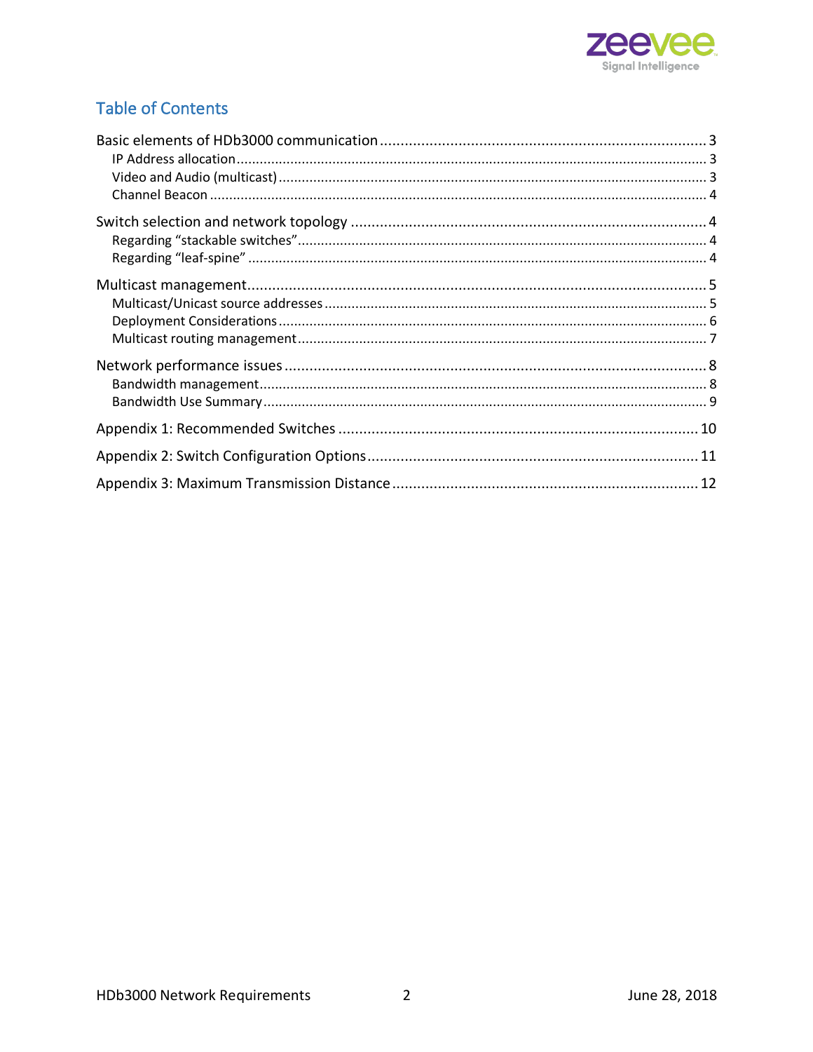## Table of Contents

- Basic elements of HDb3000 communication ........ 3
  - IP Address allocation ........ 3
  - Video and Audio (multicast) ........ 3
  - Channel Beacon ........ 4
- Switch selection and network topology ........ 4
  - Regarding “stackable switches” ........ 4
  - Regarding “leaf-spine” ........ 4
- Multicast management ........ 5
  - Multicast/Unicast source addresses ........ 5
  - Deployment Considerations ........ 6
  - Multicast routing management ........ 7
- Network performance issues ........ 8
  - Bandwidth management ........ 8
  - Bandwidth Use Summary ........ 9
- Appendix 1: Recommended Switches ........ 10
- Appendix 2: Switch Configuration Options ........ 11
- Appendix 3: Maximum Transmission Distance ........ 12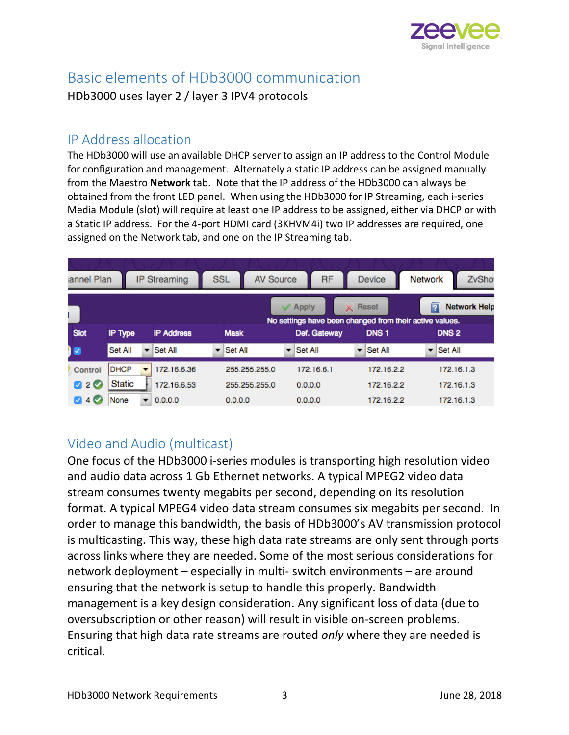# Basic elements of HDb3000 communication

HDb3000 uses layer 2 / layer 3 IPV4 protocols

## IP Address allocation

The HDb3000 will use an available DHCP server to assign an IP address to the Control Module for configuration and management. Alternately a static IP address can be assigned manually from the Maestro **Network** tab. Note that the IP address of the HDb3000 can always be obtained from the front LED panel. When using the HDb3000 for IP Streaming, each i-series Media Module (slot) will require at least one IP address to be assigned, either via DHCP or with a Static IP address. For the 4-port HDMI card (3KHVM4i) two IP addresses are required, one assigned on the Network tab, and one on the IP Streaming tab.

| Slot | IP Type | IP Address | Mask | Def. Gateway | DNS 1 | DNS 2 |
|---|---|---|---|---|---|---|
| | Set All | Set All | Set All | Set All | Set All | Set All |
| Control | DHCP | 172.16.6.36 | 255.255.255.0 | 172.16.6.1 | 172.16.2.2 | 172.16.1.3 |
| 2 | Static | 172.16.6.53 | 255.255.255.0 | 0.0.0.0 | 172.16.2.2 | 172.16.1.3 |
| 4 | None | 0.0.0.0 | 0.0.0.0 | 0.0.0.0 | 172.16.2.2 | 172.16.1.3 |

## Video and Audio (multicast)

One focus of the HDb3000 i-series modules is transporting high resolution video and audio data across 1 Gb Ethernet networks. A typical MPEG2 video data stream consumes twenty megabits per second, depending on its resolution format. A typical MPEG4 video data stream consumes six megabits per second. In order to manage this bandwidth, the basis of HDb3000's AV transmission protocol is multicasting. This way, these high data rate streams are only sent through ports across links where they are needed. Some of the most serious considerations for network deployment – especially in multi- switch environments – are around ensuring that the network is setup to handle this properly. Bandwidth management is a key design consideration. Any significant loss of data (due to oversubscription or other reason) will result in visible on-screen problems. Ensuring that high data rate streams are routed *only* where they are needed is critical.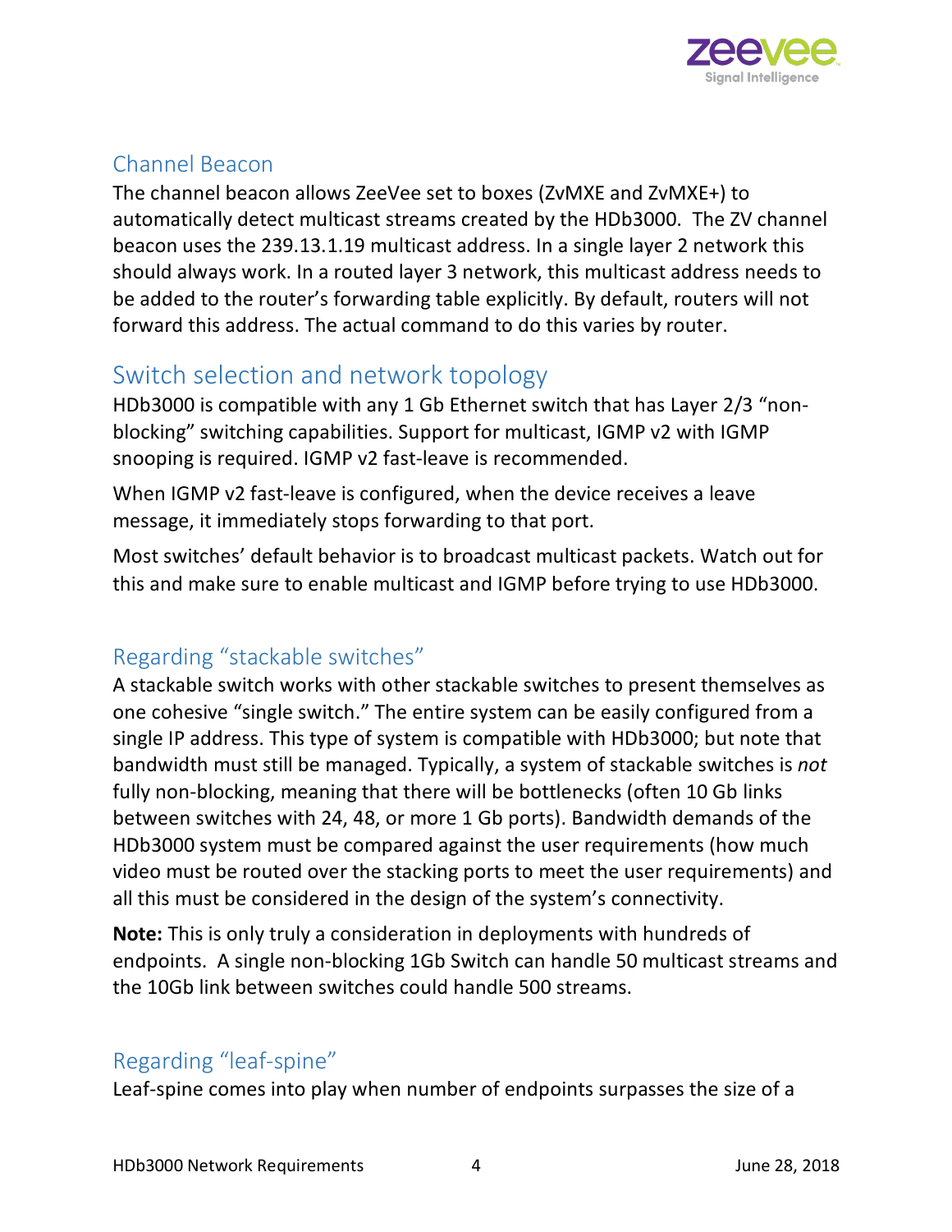## Channel Beacon

The channel beacon allows ZeeVee set to boxes (ZvMXE and ZvMXE+) to automatically detect multicast streams created by the HDb3000. The ZV channel beacon uses the 239.13.1.19 multicast address. In a single layer 2 network this should always work. In a routed layer 3 network, this multicast address needs to be added to the router's forwarding table explicitly. By default, routers will not forward this address. The actual command to do this varies by router.

## Switch selection and network topology

HDb3000 is compatible with any 1 Gb Ethernet switch that has Layer 2/3 "non-blocking" switching capabilities. Support for multicast, IGMP v2 with IGMP snooping is required. IGMP v2 fast-leave is recommended.

When IGMP v2 fast-leave is configured, when the device receives a leave message, it immediately stops forwarding to that port.

Most switches' default behavior is to broadcast multicast packets. Watch out for this and make sure to enable multicast and IGMP before trying to use HDb3000.

### Regarding "stackable switches"

A stackable switch works with other stackable switches to present themselves as one cohesive "single switch." The entire system can be easily configured from a single IP address. This type of system is compatible with HDb3000; but note that bandwidth must still be managed. Typically, a system of stackable switches is *not* fully non-blocking, meaning that there will be bottlenecks (often 10 Gb links between switches with 24, 48, or more 1 Gb ports). Bandwidth demands of the HDb3000 system must be compared against the user requirements (how much video must be routed over the stacking ports to meet the user requirements) and all this must be considered in the design of the system's connectivity.

**Note:** This is only truly a consideration in deployments with hundreds of endpoints. A single non-blocking 1Gb Switch can handle 50 multicast streams and the 10Gb link between switches could handle 500 streams.

### Regarding "leaf-spine"

Leaf-spine comes into play when number of endpoints surpasses the size of a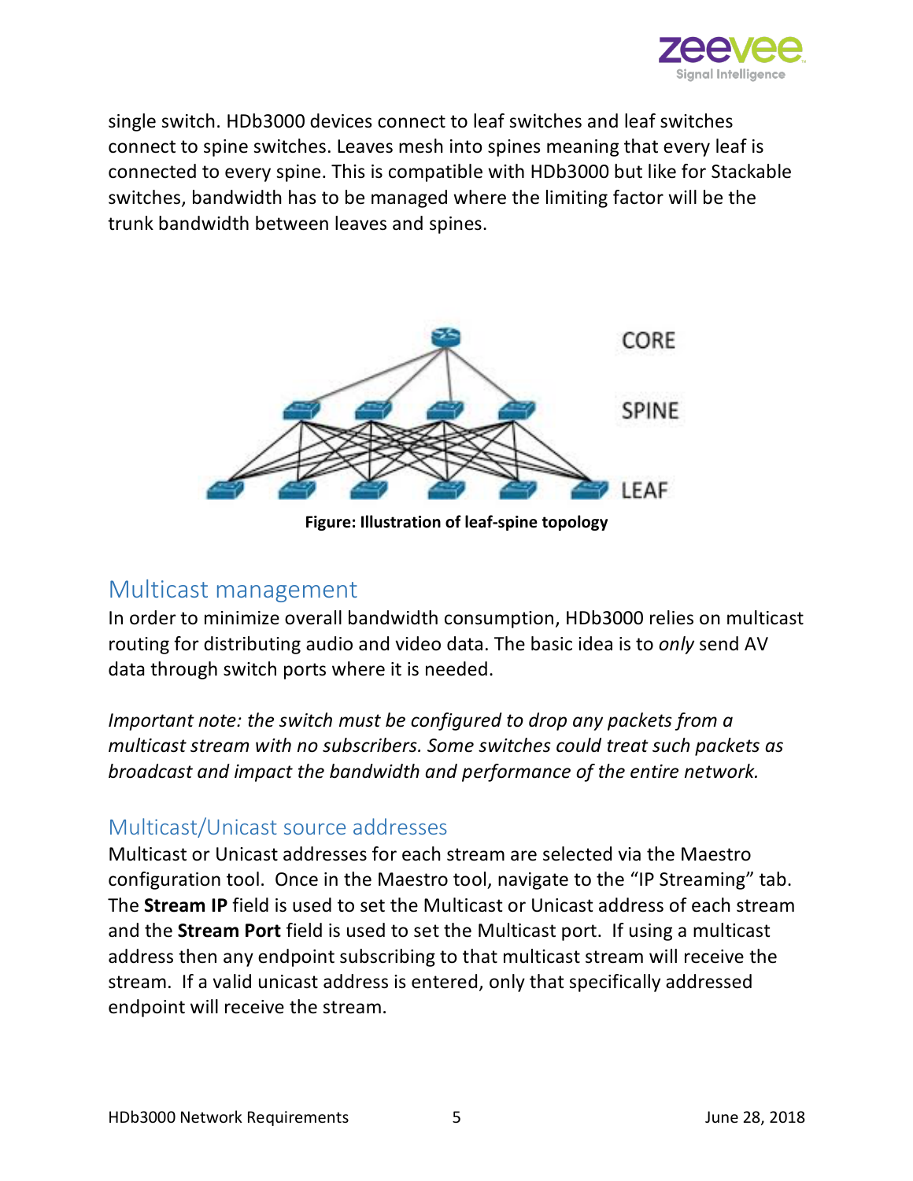single switch. HDb3000 devices connect to leaf switches and leaf switches connect to spine switches. Leaves mesh into spines meaning that every leaf is connected to every spine. This is compatible with HDb3000 but like for Stackable switches, bandwidth has to be managed where the limiting factor will be the trunk bandwidth between leaves and spines.

**Figure: Illustration of leaf-spine topology**

## Multicast management

In order to minimize overall bandwidth consumption, HDb3000 relies on multicast routing for distributing audio and video data. The basic idea is to *only* send AV data through switch ports where it is needed.

*Important note: the switch must be configured to drop any packets from a multicast stream with no subscribers. Some switches could treat such packets as broadcast and impact the bandwidth and performance of the entire network.*

### Multicast/Unicast source addresses

Multicast or Unicast addresses for each stream are selected via the Maestro configuration tool. Once in the Maestro tool, navigate to the "IP Streaming" tab. The **Stream IP** field is used to set the Multicast or Unicast address of each stream and the **Stream Port** field is used to set the Multicast port. If using a multicast address then any endpoint subscribing to that multicast stream will receive the stream. If a valid unicast address is entered, only that specifically addressed endpoint will receive the stream.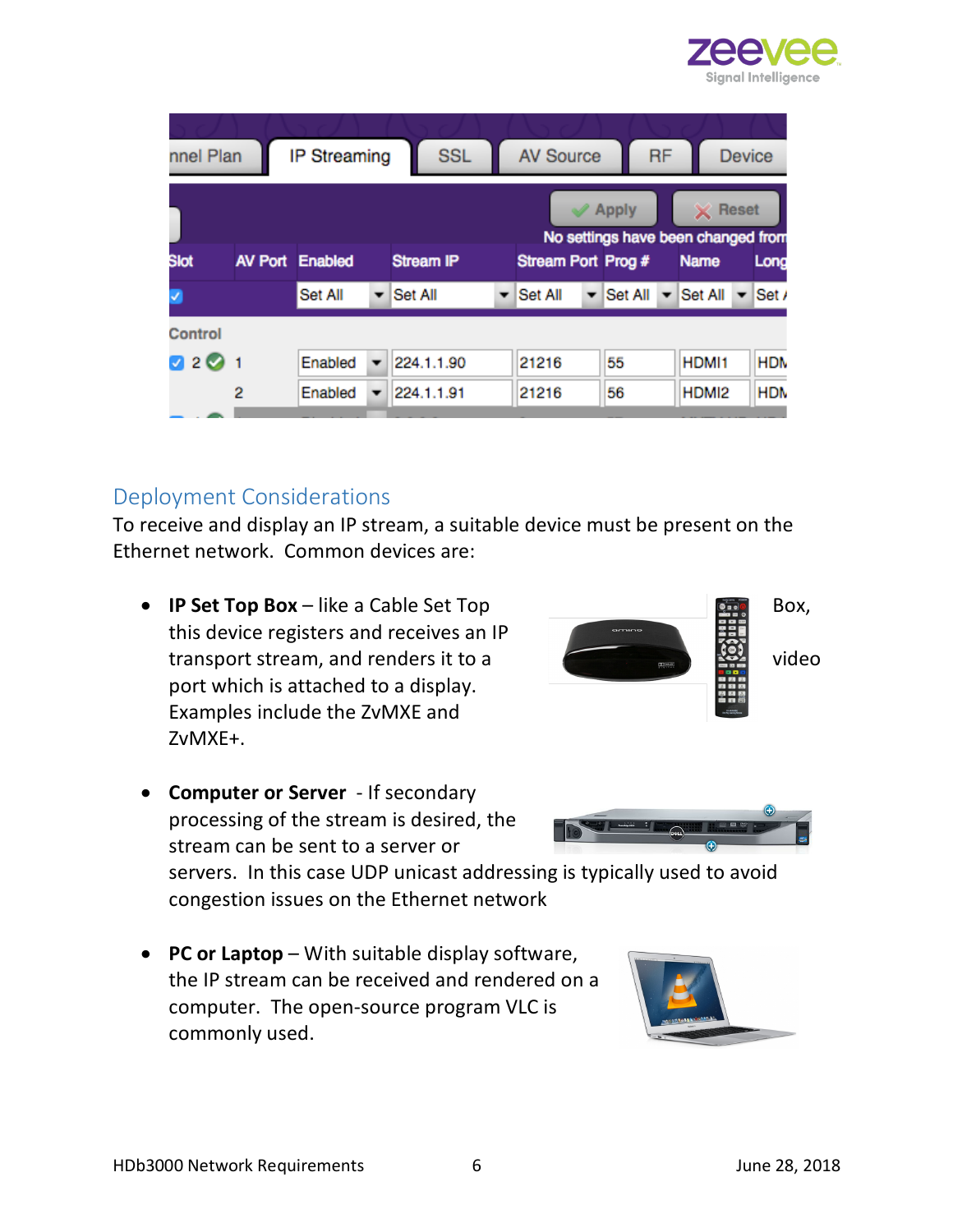## Deployment Considerations

To receive and display an IP stream, a suitable device must be present on the Ethernet network. Common devices are:

- **IP Set Top Box** – like a Cable Set Top Box, this device registers and receives an IP transport stream, and renders it to a video port which is attached to a display. Examples include the ZvMXE and ZvMXE+.

- **Computer or Server** - If secondary processing of the stream is desired, the stream can be sent to a server or servers. In this case UDP unicast addressing is typically used to avoid congestion issues on the Ethernet network

- **PC or Laptop** – With suitable display software, the IP stream can be received and rendered on a computer. The open-source program VLC is commonly used.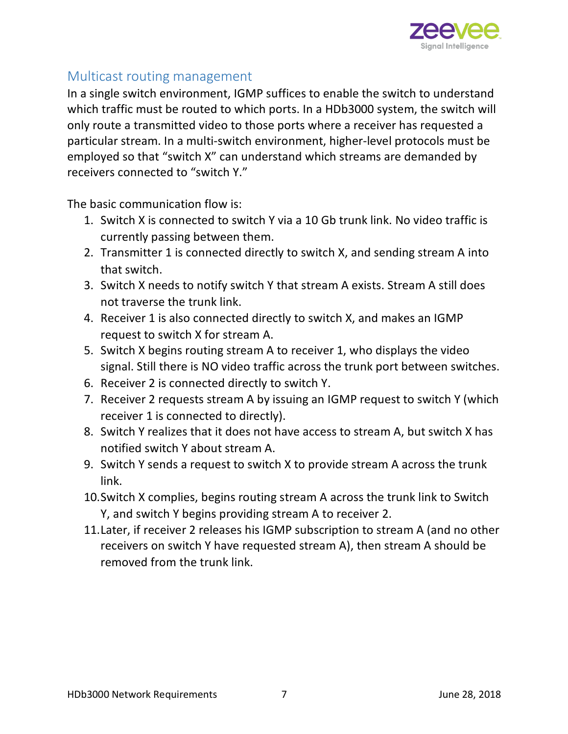## Multicast routing management

In a single switch environment, IGMP suffices to enable the switch to understand which traffic must be routed to which ports. In a HDb3000 system, the switch will only route a transmitted video to those ports where a receiver has requested a particular stream. In a multi-switch environment, higher-level protocols must be employed so that "switch X" can understand which streams are demanded by receivers connected to "switch Y."

The basic communication flow is:

1. Switch X is connected to switch Y via a 10 Gb trunk link. No video traffic is currently passing between them.
2. Transmitter 1 is connected directly to switch X, and sending stream A into that switch.
3. Switch X needs to notify switch Y that stream A exists. Stream A still does not traverse the trunk link.
4. Receiver 1 is also connected directly to switch X, and makes an IGMP request to switch X for stream A.
5. Switch X begins routing stream A to receiver 1, who displays the video signal. Still there is NO video traffic across the trunk port between switches.
6. Receiver 2 is connected directly to switch Y.
7. Receiver 2 requests stream A by issuing an IGMP request to switch Y (which receiver 1 is connected to directly).
8. Switch Y realizes that it does not have access to stream A, but switch X has notified switch Y about stream A.
9. Switch Y sends a request to switch X to provide stream A across the trunk link.
10. Switch X complies, begins routing stream A across the trunk link to Switch Y, and switch Y begins providing stream A to receiver 2.
11. Later, if receiver 2 releases his IGMP subscription to stream A (and no other receivers on switch Y have requested stream A), then stream A should be removed from the trunk link.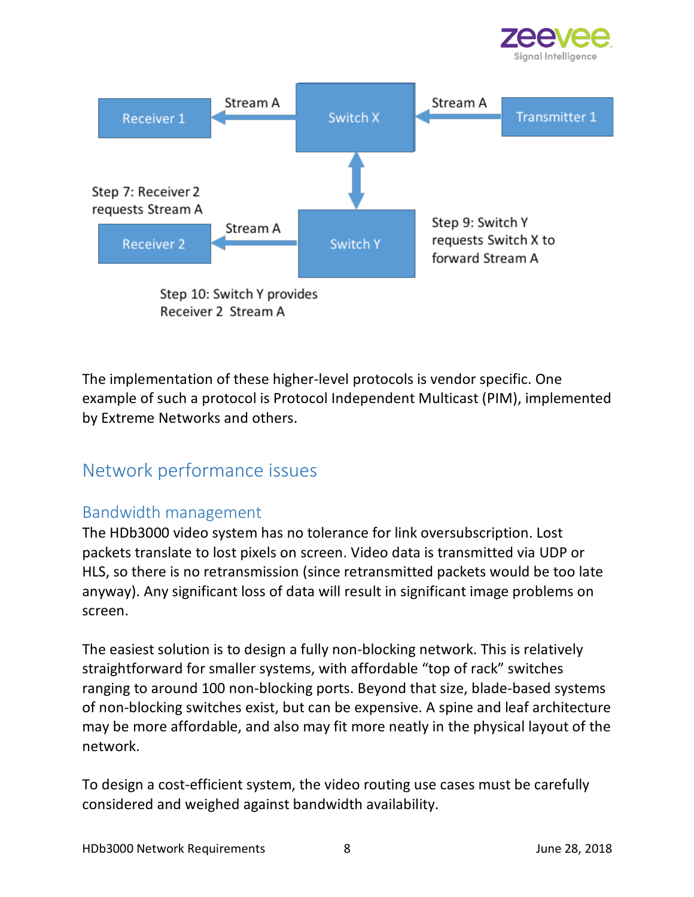Receiver 1 ← Stream A ← Switch X ← Stream A ← Transmitter 1

Step 7: Receiver 2 requests Stream A

Receiver 2 ← Stream A ← Switch Y

Step 9: Switch Y requests Switch X to forward Stream A

Step 10: Switch Y provides Receiver 2 Stream A

The implementation of these higher-level protocols is vendor specific. One example of such a protocol is Protocol Independent Multicast (PIM), implemented by Extreme Networks and others.

## Network performance issues

### Bandwidth management

The HDb3000 video system has no tolerance for link oversubscription. Lost packets translate to lost pixels on screen. Video data is transmitted via UDP or HLS, so there is no retransmission (since retransmitted packets would be too late anyway). Any significant loss of data will result in significant image problems on screen.

The easiest solution is to design a fully non-blocking network. This is relatively straightforward for smaller systems, with affordable "top of rack" switches ranging to around 100 non-blocking ports. Beyond that size, blade-based systems of non-blocking switches exist, but can be expensive. A spine and leaf architecture may be more affordable, and also may fit more neatly in the physical layout of the network.

To design a cost-efficient system, the video routing use cases must be carefully considered and weighed against bandwidth availability.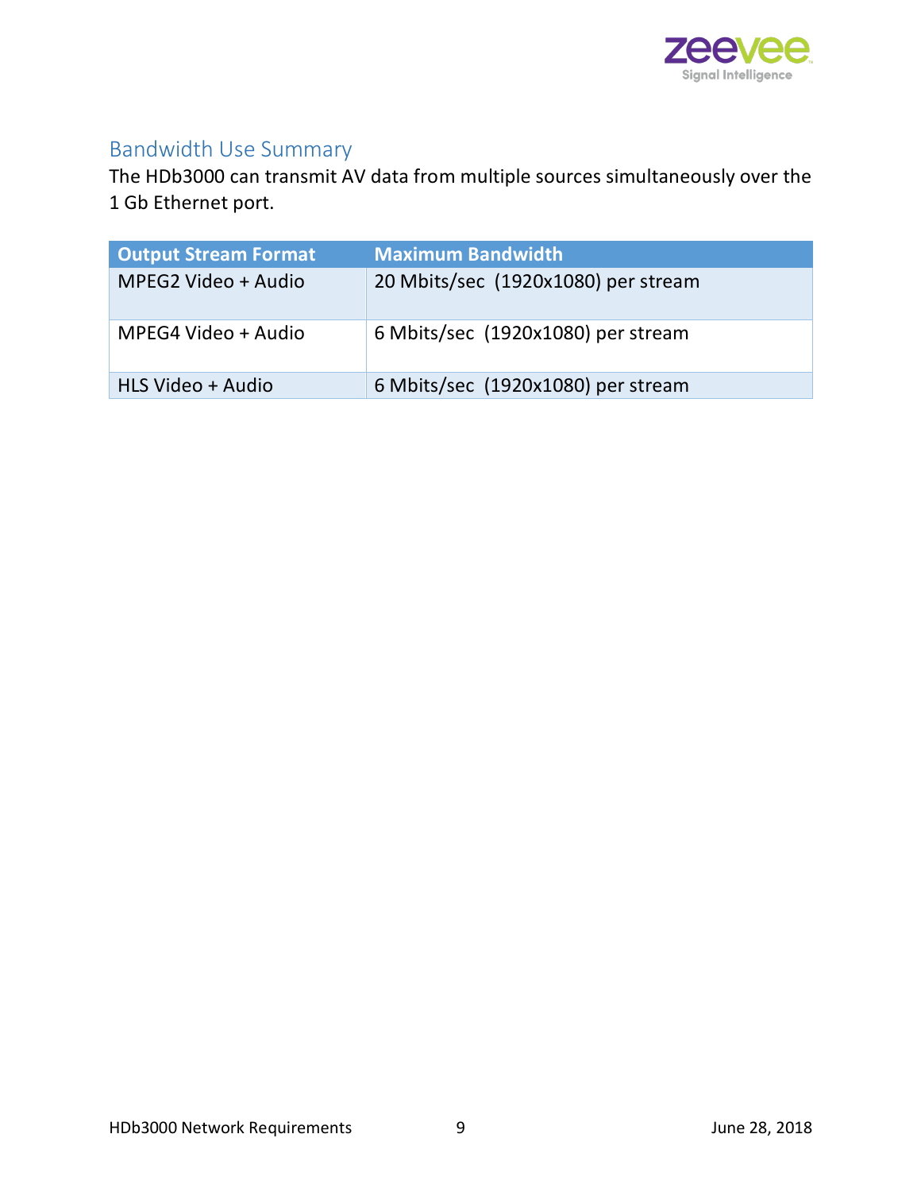## Bandwidth Use Summary

The HDb3000 can transmit AV data from multiple sources simultaneously over the 1 Gb Ethernet port.

| Output Stream Format | Maximum Bandwidth |
| --- | --- |
| MPEG2 Video + Audio | 20 Mbits/sec (1920x1080) per stream |
| MPEG4 Video + Audio | 6 Mbits/sec (1920x1080) per stream |
| HLS Video + Audio | 6 Mbits/sec (1920x1080) per stream |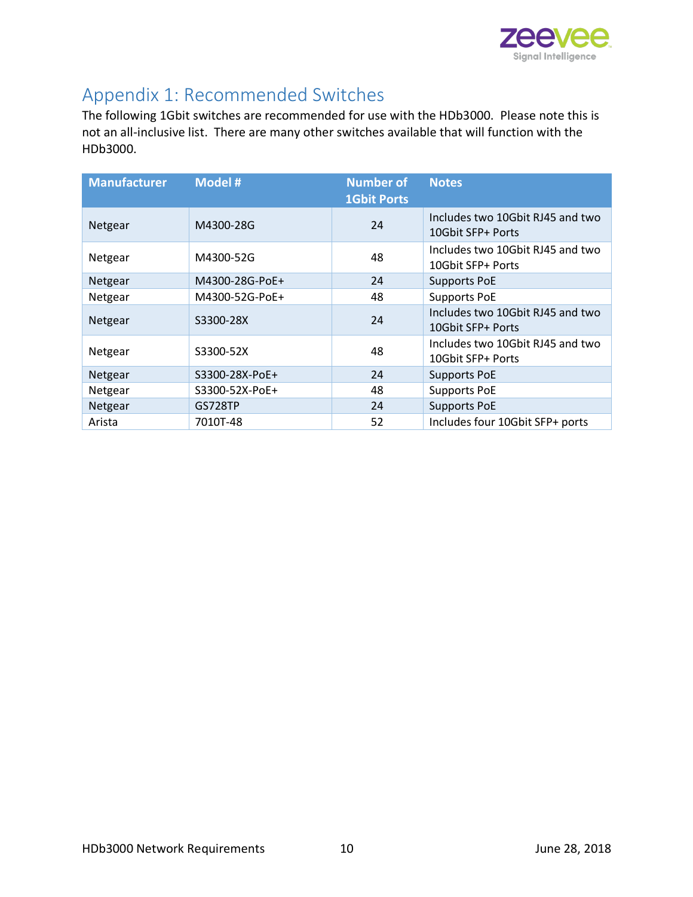# Appendix 1: Recommended Switches

The following 1Gbit switches are recommended for use with the HDb3000. Please note this is not an all-inclusive list. There are many other switches available that will function with the HDb3000.

| Manufacturer | Model # | Number of 1Gbit Ports | Notes |
|---|---|---|---|
| Netgear | M4300-28G | 24 | Includes two 10Gbit RJ45 and two 10Gbit SFP+ Ports |
| Netgear | M4300-52G | 48 | Includes two 10Gbit RJ45 and two 10Gbit SFP+ Ports |
| Netgear | M4300-28G-PoE+ | 24 | Supports PoE |
| Netgear | M4300-52G-PoE+ | 48 | Supports PoE |
| Netgear | S3300-28X | 24 | Includes two 10Gbit RJ45 and two 10Gbit SFP+ Ports |
| Netgear | S3300-52X | 48 | Includes two 10Gbit RJ45 and two 10Gbit SFP+ Ports |
| Netgear | S3300-28X-PoE+ | 24 | Supports PoE |
| Netgear | S3300-52X-PoE+ | 48 | Supports PoE |
| Netgear | GS728TP | 24 | Supports PoE |
| Arista | 7010T-48 | 52 | Includes four 10Gbit SFP+ ports |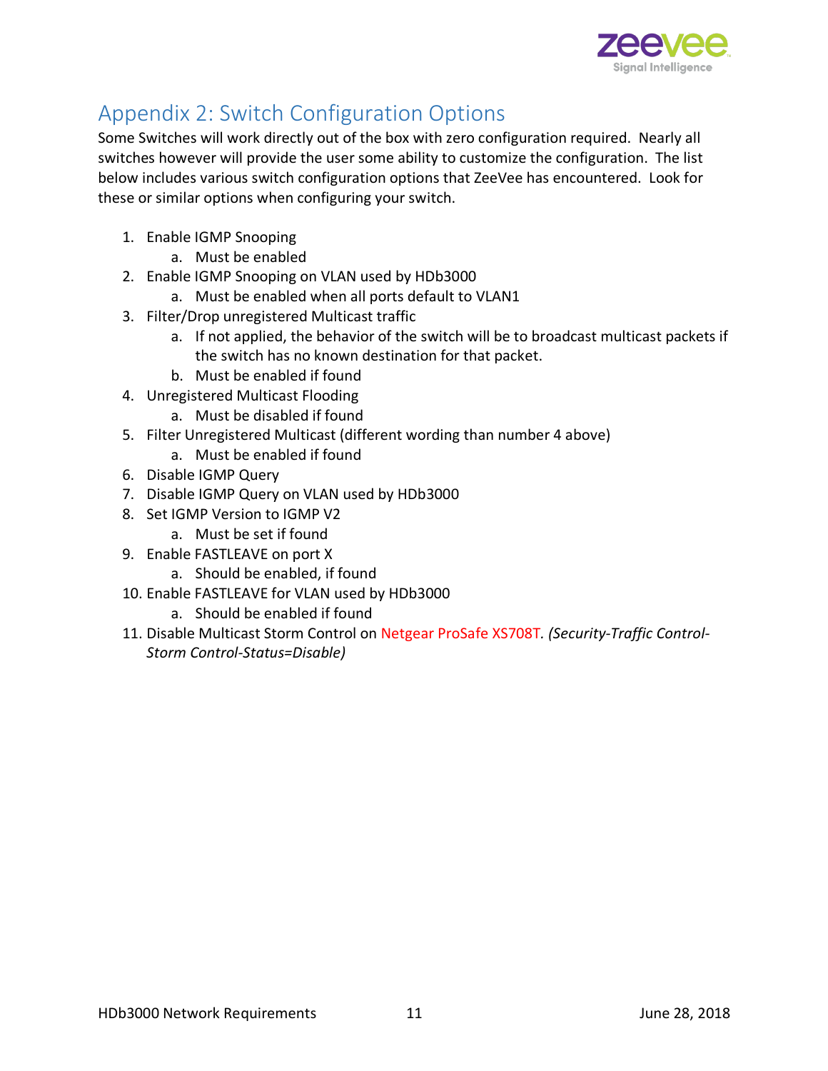# Appendix 2: Switch Configuration Options

Some Switches will work directly out of the box with zero configuration required. Nearly all switches however will provide the user some ability to customize the configuration. The list below includes various switch configuration options that ZeeVee has encountered. Look for these or similar options when configuring your switch.

1. Enable IGMP Snooping
   a. Must be enabled
2. Enable IGMP Snooping on VLAN used by HDb3000
   a. Must be enabled when all ports default to VLAN1
3. Filter/Drop unregistered Multicast traffic
   a. If not applied, the behavior of the switch will be to broadcast multicast packets if the switch has no known destination for that packet.
   b. Must be enabled if found
4. Unregistered Multicast Flooding
   a. Must be disabled if found
5. Filter Unregistered Multicast (different wording than number 4 above)
   a. Must be enabled if found
6. Disable IGMP Query
7. Disable IGMP Query on VLAN used by HDb3000
8. Set IGMP Version to IGMP V2
   a. Must be set if found
9. Enable FASTLEAVE on port X
   a. Should be enabled, if found
10. Enable FASTLEAVE for VLAN used by HDb3000
    a. Should be enabled if found
11. Disable Multicast Storm Control on Netgear ProSafe XS708T. *(Security-Traffic Control-Storm Control-Status=Disable)*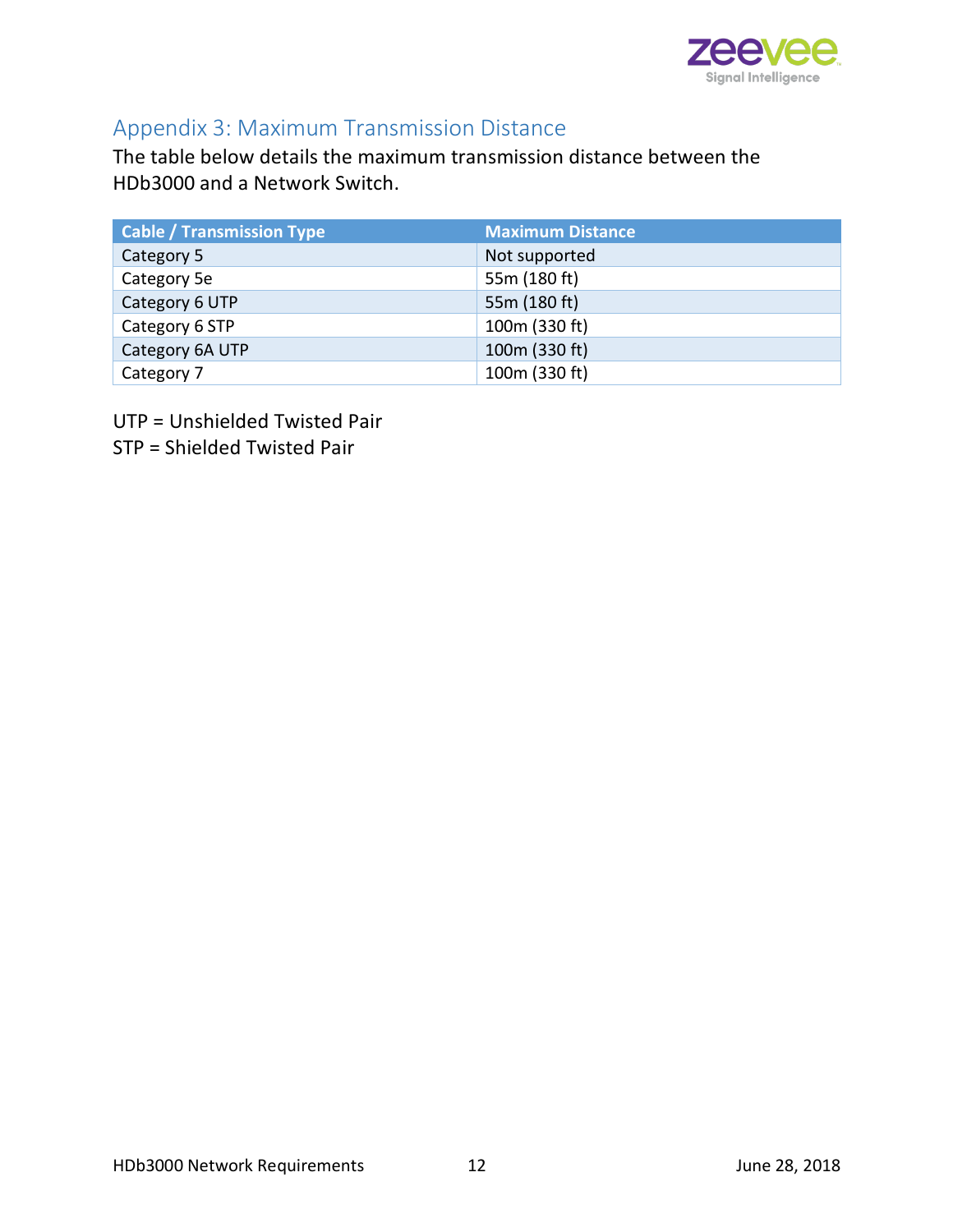## Appendix 3: Maximum Transmission Distance

The table below details the maximum transmission distance between the HDb3000 and a Network Switch.

| Cable / Transmission Type | Maximum Distance |
|---|---|
| Category 5 | Not supported |
| Category 5e | 55m (180 ft) |
| Category 6 UTP | 55m (180 ft) |
| Category 6 STP | 100m (330 ft) |
| Category 6A UTP | 100m (330 ft) |
| Category 7 | 100m (330 ft) |

UTP = Unshielded Twisted Pair
STP = Shielded Twisted Pair